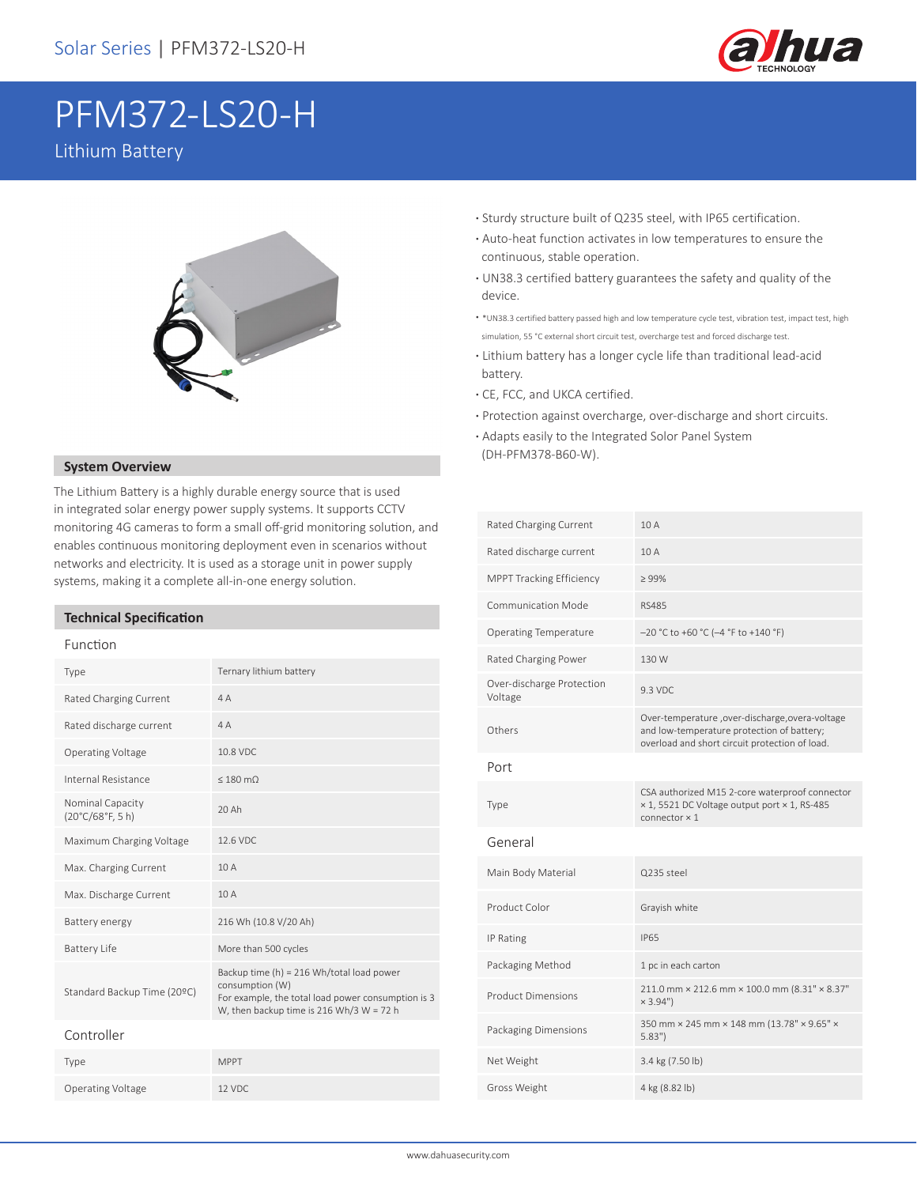# PFM372-LS20-H

Lithium Battery

- Sturdy structure built of Q235 steel, with IP65 certification.
- Auto-heat function activates in low temperatures to ensure the continuous, stable operation.
- UN38.3 certified battery guarantees the safety and quality of the device.
- *UN38.3 certified battery passed high and low temperature cycle test, vibration test, impact test, high simulation, 55 °C external short circuit test, overcharge test and forced discharge test.
- Lithium battery has a longer cycle life than traditional lead-acid battery.
- CE, FCC, and UKCA certified.
- Protection against overcharge, over-discharge and short circuits.
- Adapts easily to the Integrated Solor Panel System (DH-PFM378-B60-W).

## System Overview

The Lithium Battery is a highly durable energy source that is used in integrated solar energy power supply systems. It supports CCTV monitoring 4G cameras to form a small off-grid monitoring solution, and enables continuous monitoring deployment even in scenarios without networks and electricity. It is used as a storage unit in power supply systems, making it a complete all-in-one energy solution.

## Technical Specification

### Function

| | |
|---|---|
| Type | Ternary lithium battery |
| Rated Charging Current | 4 A |
| Rated discharge current | 4 A |
| Operating Voltage | 10.8 VDC |
| Internal Resistance | ≤ 180 mΩ |
| Nominal Capacity (20°C/68°F, 5 h) | 20 Ah |
| Maximum Charging Voltage | 12.6 VDC |
| Max. Charging Current | 10 A |
| Max. Discharge Current | 10 A |
| Battery energy | 216 Wh (10.8 V/20 Ah) |
| Battery Life | More than 500 cycles |
| Standard Backup Time (20ºC) | Backup time (h) = 216 Wh/total load power consumption (W)<br>For example, the total load power consumption is 3 W, then backup time is 216 Wh/3 W = 72 h |

### Controller

| | |
|---|---|
| Type | MPPT |
| Operating Voltage | 12 VDC |
| Rated Charging Current | 10 A |
| Rated discharge current | 10 A |
| MPPT Tracking Efficiency | ≥ 99% |
| Communication Mode | RS485 |
| Operating Temperature | –20 °C to +60 °C (–4 °F to +140 °F) |
| Rated Charging Power | 130 W |
| Over-discharge Protection Voltage | 9.3 VDC |
| Others | Over-temperature ,over-discharge,overa-voltage and low-temperature protection of battery; overload and short circuit protection of load. |

### Port

| | |
|---|---|
| Type | CSA authorized M15 2-core waterproof connector × 1, 5521 DC Voltage output port × 1, RS-485 connector × 1 |

### General

| | |
|---|---|
| Main Body Material | Q235 steel |
| Product Color | Grayish white |
| IP Rating | IP65 |
| Packaging Method | 1 pc in each carton |
| Product Dimensions | 211.0 mm × 212.6 mm × 100.0 mm (8.31" × 8.37" × 3.94") |
| Packaging Dimensions | 350 mm × 245 mm × 148 mm (13.78" × 9.65" × 5.83") |
| Net Weight | 3.4 kg (7.50 lb) |
| Gross Weight | 4 kg (8.82 lb) |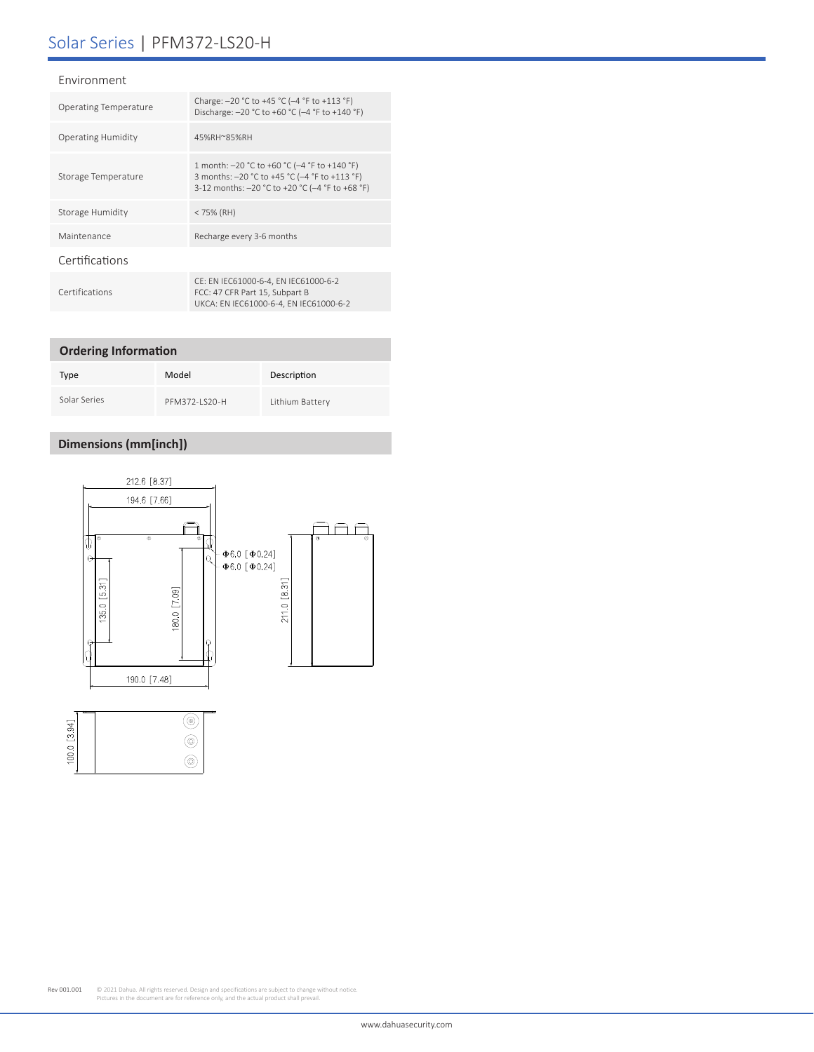# Solar Series | PFM372-LS20-H

### Environment

| | |
|---|---|
| Operating Temperature | Charge: –20 °C to +45 °C (–4 °F to +113 °F)<br>Discharge: –20 °C to +60 °C (–4 °F to +140 °F) |
| Operating Humidity | 45%RH~85%RH |
| Storage Temperature | 1 month: –20 °C to +60 °C (–4 °F to +140 °F)<br>3 months: –20 °C to +45 °C (–4 °F to +113 °F)<br>3-12 months: –20 °C to +20 °C (–4 °F to +68 °F) |
| Storage Humidity | < 75% (RH) |
| Maintenance | Recharge every 3-6 months |

### Certifications

| | |
|---|---|
| Certifications | CE: EN IEC61000-6-4, EN IEC61000-6-2<br>FCC: 47 CFR Part 15, Subpart B<br>UKCA: EN IEC61000-6-4, EN IEC61000-6-2 |

## Ordering Information

| Type | Model | Description |
|---|---|---|
| Solar Series | PFM372-LS20-H | Lithium Battery |

## Dimensions (mm[inch])

212.6 [8.37]
194.6 [7.66]
Φ6.0 [Φ0.24]
Φ6.0 [Φ0.24]
135.0 [5.31]
180.0 [7.09]
211.0 [8.31]
190.0 [7.48]
100.0 [3.94]

Rev 001.001 © 2021 Dahua. All rights reserved. Design and specifications are subject to change without notice.
Pictures in the document are for reference only, and the actual product shall prevail.

www.dahuasecurity.com